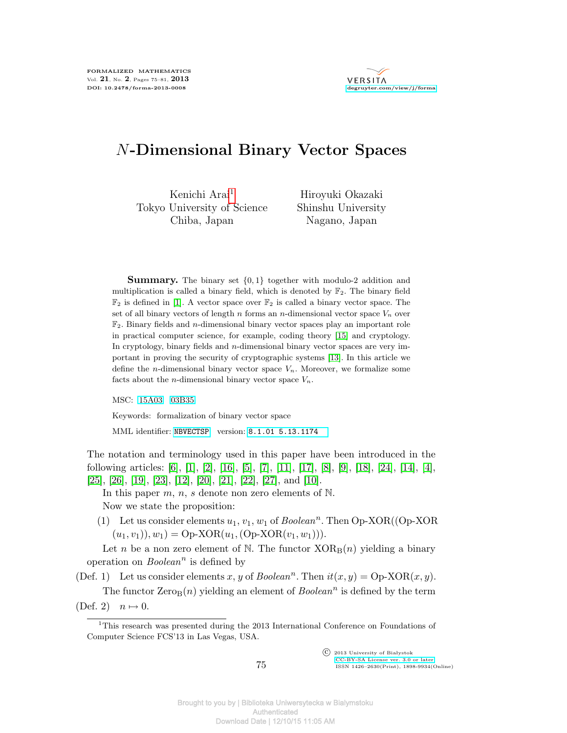# $N$-Dimensional Binary Vector Spaces

Kenichi Arai[1]
Tokyo University of Science
Chiba, Japan

Hiroyuki Okazaki
Shinshu University
Nagano, Japan

**Summary.** The binary set $\{0, 1\}$ together with modulo-2 addition and multiplication is called a binary field, which is denoted by $\mathbb{F}_2$. The binary field $\mathbb{F}_2$ is defined in [1]. A vector space over $\mathbb{F}_2$ is called a binary vector space. The set of all binary vectors of length $n$ forms an $n$-dimensional vector space $V_n$ over $\mathbb{F}_2$. Binary fields and $n$-dimensional binary vector spaces play an important role in practical computer science, for example, coding theory [15] and cryptology. In cryptology, binary fields and $n$-dimensional binary vector spaces are very important in proving the security of cryptographic systems [13]. In this article we define the $n$-dimensional binary vector space $V_n$. Moreover, we formalize some facts about the $n$-dimensional binary vector space $V_n$.

MSC: 15A03 03B35

Keywords: formalization of binary vector space

MML identifier: NBVECTSP, version: 8.1.01 5.13.1174

The notation and terminology used in this paper have been introduced in the following articles: [6], [1], [2], [16], [5], [7], [11], [17], [8], [9], [18], [24], [14], [4], [25], [26], [19], [23], [12], [20], [21], [22], [27], and [10].

In this paper $m$, $n$, $s$ denote non zero elements of $\mathbb{N}$.

Now we state the proposition:

(1) Let us consider elements $u_1, v_1, w_1$ of $Boolean^n$. Then Op-XOR((Op-XOR$(u_1, v_1)), w_1) =$ Op-XOR$(u_1,$ (Op-XOR$(v_1, w_1)))$.

Let $n$ be a non zero element of $\mathbb{N}$. The functor $\mathrm{XOR_B}(n)$ yielding a binary operation on $Boolean^n$ is defined by

(Def. 1) Let us consider elements $x$, $y$ of $Boolean^n$. Then $it(x, y) =$ Op-XOR$(x, y)$.

The functor $\mathrm{Zero_B}(n)$ yielding an element of $Boolean^n$ is defined by the term

(Def. 2) $n \mapsto 0$.

[1]This research was presented during the 2013 International Conference on Foundations of Computer Science FCS'13 in Las Vegas, USA.

© 2013 University of Białystok
CC-BY-SA License ver. 3.0 or later
ISSN 1426–2630(Print), 1898-9934(Online)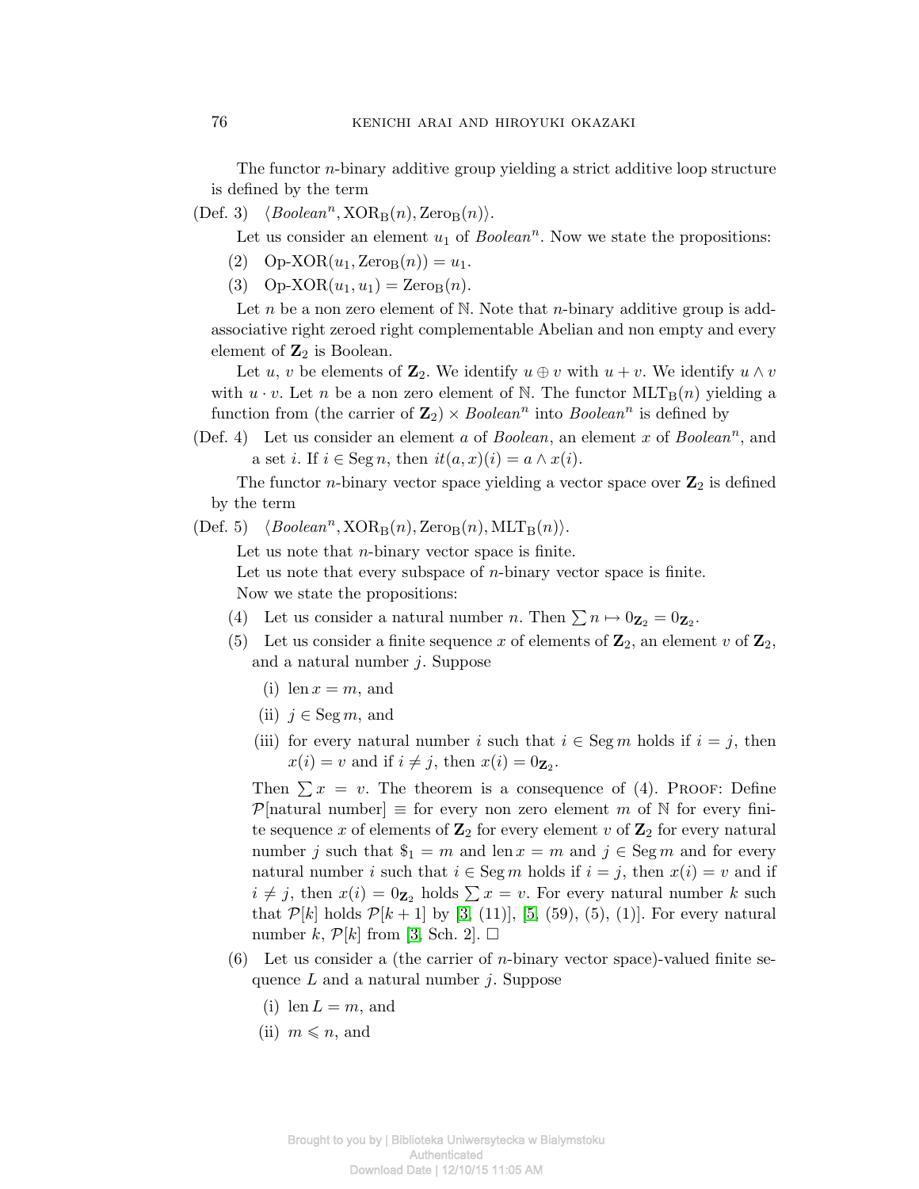The functor $n$-binary additive group yielding a strict additive loop structure is defined by the term

(Def. 3) $\langle Boolean^n, \mathrm{XOR_B}(n), \mathrm{Zero_B}(n)\rangle$.

Let us consider an element $u_1$ of $Boolean^n$. Now we state the propositions:

(2) $\text{Op-XOR}(u_1, \mathrm{Zero_B}(n)) = u_1$.

(3) $\text{Op-XOR}(u_1, u_1) = \mathrm{Zero_B}(n)$.

Let $n$ be a non zero element of $\mathbb{N}$. Note that $n$-binary additive group is add-associative right zeroed right complementable Abelian and non empty and every element of $\mathbf{Z}_2$ is Boolean.

Let $u$, $v$ be elements of $\mathbf{Z}_2$. We identify $u \oplus v$ with $u + v$. We identify $u \wedge v$ with $u \cdot v$. Let $n$ be a non zero element of $\mathbb{N}$. The functor $\mathrm{MLT_B}(n)$ yielding a function from (the carrier of $\mathbf{Z}_2$) $\times$ $Boolean^n$ into $Boolean^n$ is defined by

(Def. 4) Let us consider an element $a$ of $Boolean$, an element $x$ of $Boolean^n$, and a set $i$. If $i \in \mathrm{Seg}\, n$, then $it(a, x)(i) = a \wedge x(i)$.

The functor $n$-binary vector space yielding a vector space over $\mathbf{Z}_2$ is defined by the term

(Def. 5) $\langle Boolean^n, \mathrm{XOR_B}(n), \mathrm{Zero_B}(n), \mathrm{MLT_B}(n)\rangle$.

Let us note that $n$-binary vector space is finite.

Let us note that every subspace of $n$-binary vector space is finite.

Now we state the propositions:

(4) Let us consider a natural number $n$. Then $\sum n \mapsto 0_{\mathbf{Z}_2} = 0_{\mathbf{Z}_2}$.

(5) Let us consider a finite sequence $x$ of elements of $\mathbf{Z}_2$, an element $v$ of $\mathbf{Z}_2$, and a natural number $j$. Suppose
   - (i) $\mathrm{len}\, x = m$, and
   - (ii) $j \in \mathrm{Seg}\, m$, and
   - (iii) for every natural number $i$ such that $i \in \mathrm{Seg}\, m$ holds if $i = j$, then $x(i) = v$ and if $i \neq j$, then $x(i) = 0_{\mathbf{Z}_2}$.

   Then $\sum x = v$. The theorem is a consequence of (4). Proof: Define $\mathcal{P}[\text{natural number}] \equiv$ for every non zero element $m$ of $\mathbb{N}$ for every finite sequence $x$ of elements of $\mathbf{Z}_2$ for every element $v$ of $\mathbf{Z}_2$ for every natural number $j$ such that $\$_1 = m$ and $\mathrm{len}\, x = m$ and $j \in \mathrm{Seg}\, m$ and for every natural number $i$ such that $i \in \mathrm{Seg}\, m$ holds if $i = j$, then $x(i) = v$ and if $i \neq j$, then $x(i) = 0_{\mathbf{Z}_2}$ holds $\sum x = v$. For every natural number $k$ such that $\mathcal{P}[k]$ holds $\mathcal{P}[k+1]$ by [3, (11)], [5, (59), (5), (1)]. For every natural number $k$, $\mathcal{P}[k]$ from [3, Sch. 2]. $\square$

(6) Let us consider a (the carrier of $n$-binary vector space)-valued finite sequence $L$ and a natural number $j$. Suppose
   - (i) $\mathrm{len}\, L = m$, and
   - (ii) $m \leqslant n$, and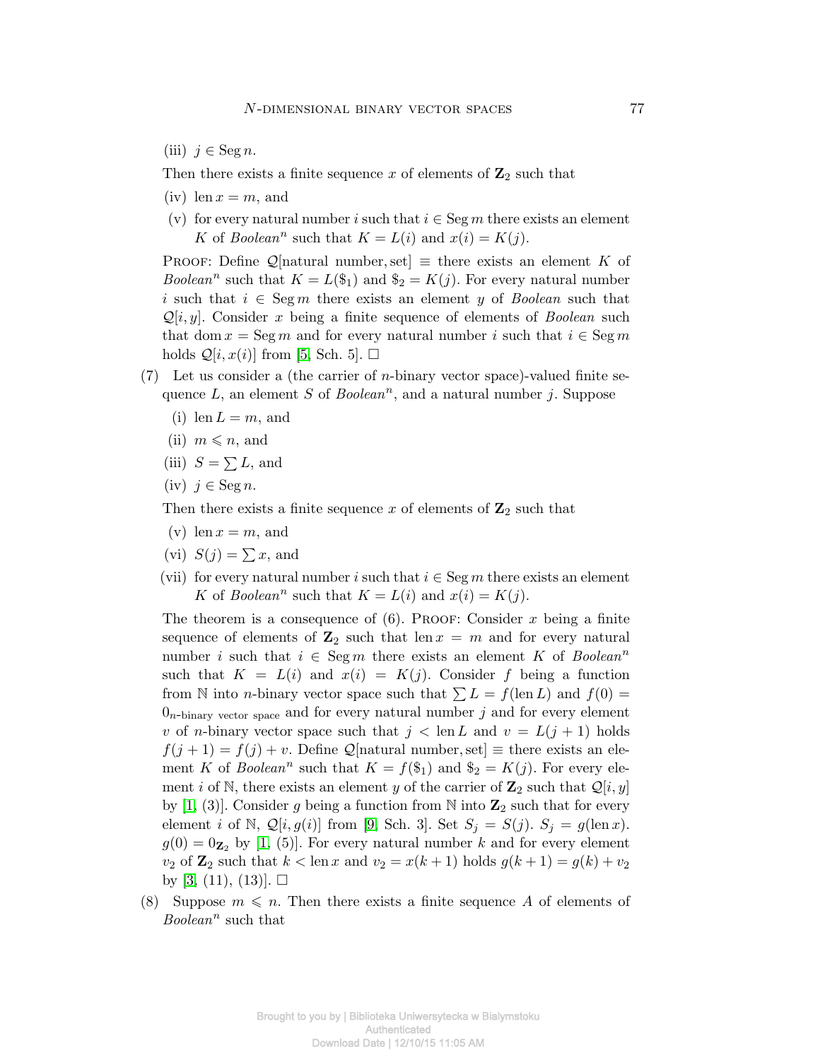(iii) $j \in \operatorname{Seg} n$.

Then there exists a finite sequence $x$ of elements of $\mathbf{Z}_2$ such that

(iv) $\operatorname{len} x = m$, and

(v) for every natural number $i$ such that $i \in \operatorname{Seg} m$ there exists an element $K$ of *Boolean*$^n$ such that $K = L(i)$ and $x(i) = K(j)$.

Proof: Define $\mathcal{Q}$[natural number, set] $\equiv$ there exists an element $K$ of *Boolean*$^n$ such that $K = L(\$_1)$ and $\$_2 = K(j)$. For every natural number $i$ such that $i \in \operatorname{Seg} m$ there exists an element $y$ of *Boolean* such that $\mathcal{Q}[i, y]$. Consider $x$ being a finite sequence of elements of *Boolean* such that $\operatorname{dom} x = \operatorname{Seg} m$ and for every natural number $i$ such that $i \in \operatorname{Seg} m$ holds $\mathcal{Q}[i, x(i)]$ from [5, Sch. 5]. $\square$

(7) Let us consider a (the carrier of $n$-binary vector space)-valued finite sequence $L$, an element $S$ of *Boolean*$^n$, and a natural number $j$. Suppose

(i) $\operatorname{len} L = m$, and

(ii) $m \leqslant n$, and

(iii) $S = \sum L$, and

(iv) $j \in \operatorname{Seg} n$.

Then there exists a finite sequence $x$ of elements of $\mathbf{Z}_2$ such that

(v) $\operatorname{len} x = m$, and

(vi) $S(j) = \sum x$, and

(vii) for every natural number $i$ such that $i \in \operatorname{Seg} m$ there exists an element $K$ of *Boolean*$^n$ such that $K = L(i)$ and $x(i) = K(j)$.

The theorem is a consequence of (6). Proof: Consider $x$ being a finite sequence of elements of $\mathbf{Z}_2$ such that $\operatorname{len} x = m$ and for every natural number $i$ such that $i \in \operatorname{Seg} m$ there exists an element $K$ of *Boolean*$^n$ such that $K = L(i)$ and $x(i) = K(j)$. Consider $f$ being a function from $\mathbb{N}$ into $n$-binary vector space such that $\sum L = f(\operatorname{len} L)$ and $f(0) = 0_{n\text{-binary vector space}}$ and for every natural number $j$ and for every element $v$ of $n$-binary vector space such that $j < \operatorname{len} L$ and $v = L(j+1)$ holds $f(j+1) = f(j) + v$. Define $\mathcal{Q}$[natural number, set] $\equiv$ there exists an element $K$ of *Boolean*$^n$ such that $K = f(\$_1)$ and $\$_2 = K(j)$. For every element $i$ of $\mathbb{N}$, there exists an element $y$ of the carrier of $\mathbf{Z}_2$ such that $\mathcal{Q}[i, y]$ by [1, (3)]. Consider $g$ being a function from $\mathbb{N}$ into $\mathbf{Z}_2$ such that for every element $i$ of $\mathbb{N}$, $\mathcal{Q}[i, g(i)]$ from [9, Sch. 3]. Set $S_j = S(j)$. $S_j = g(\operatorname{len} x)$. $g(0) = 0_{\mathbf{Z}_2}$ by [1, (5)]. For every natural number $k$ and for every element $v_2$ of $\mathbf{Z}_2$ such that $k < \operatorname{len} x$ and $v_2 = x(k+1)$ holds $g(k+1) = g(k) + v_2$ by [3, (11), (13)]. $\square$

(8) Suppose $m \leqslant n$. Then there exists a finite sequence $A$ of elements of *Boolean*$^n$ such that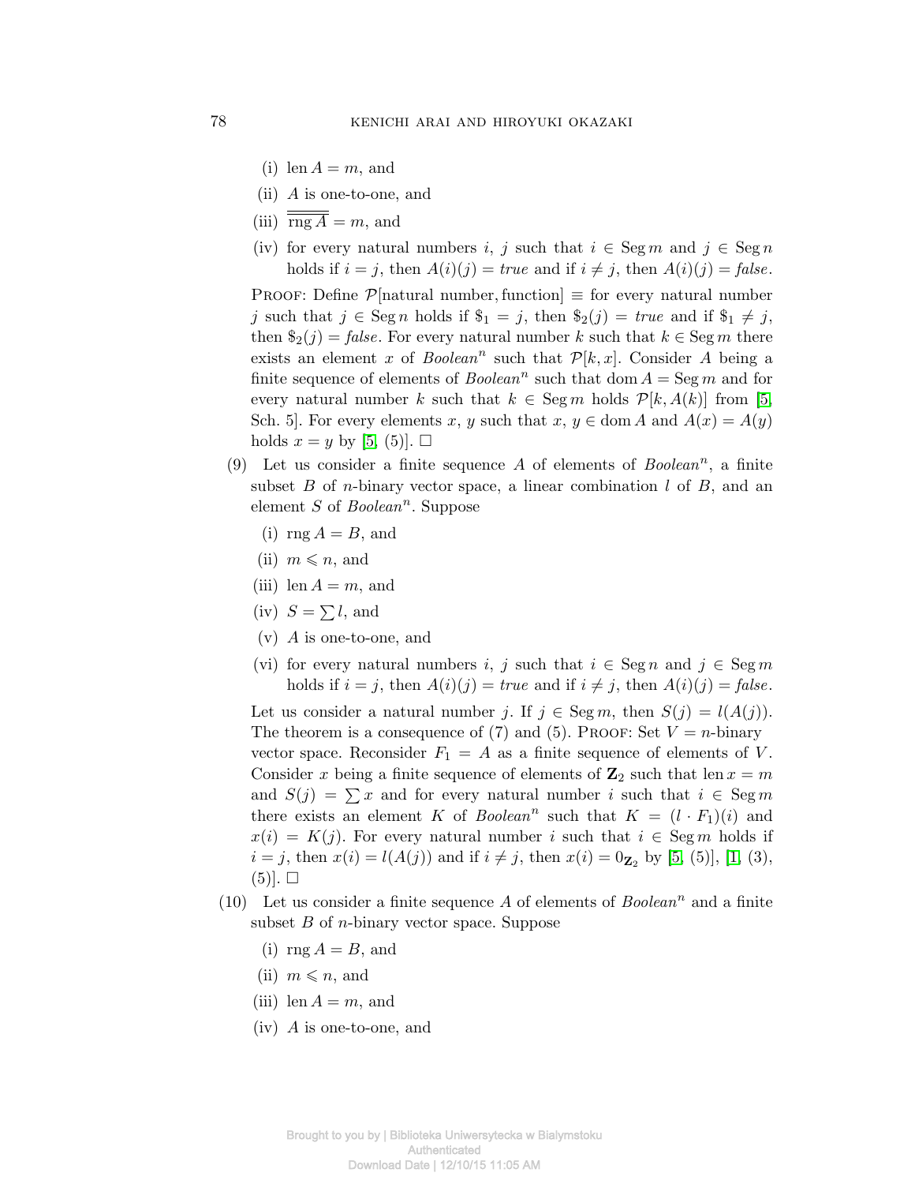(i) $\operatorname{len} A = m$, and

(ii) $A$ is one-to-one, and

(iii) $\overline{\overline{\operatorname{rng} A}} = m$, and

(iv) for every natural numbers $i$, $j$ such that $i \in \operatorname{Seg} m$ and $j \in \operatorname{Seg} n$ holds if $i = j$, then $A(i)(j) = \mathit{true}$ and if $i \neq j$, then $A(i)(j) = \mathit{false}$.

PROOF: Define $\mathcal{P}$[natural number, function] $\equiv$ for every natural number $j$ such that $j \in \operatorname{Seg} n$ holds if $\$_1 = j$, then $\$_2(j) = \mathit{true}$ and if $\$_1 \neq j$, then $\$_2(j) = \mathit{false}$. For every natural number $k$ such that $k \in \operatorname{Seg} m$ there exists an element $x$ of $\mathit{Boolean}^n$ such that $\mathcal{P}[k, x]$. Consider $A$ being a finite sequence of elements of $\mathit{Boolean}^n$ such that $\operatorname{dom} A = \operatorname{Seg} m$ and for every natural number $k$ such that $k \in \operatorname{Seg} m$ holds $\mathcal{P}[k, A(k)]$ from [5, Sch. 5]. For every elements $x$, $y$ such that $x, y \in \operatorname{dom} A$ and $A(x) = A(y)$ holds $x = y$ by [5, (5)]. $\square$

(9) Let us consider a finite sequence $A$ of elements of $\mathit{Boolean}^n$, a finite subset $B$ of $n$-binary vector space, a linear combination $l$ of $B$, and an element $S$ of $\mathit{Boolean}^n$. Suppose

(i) $\operatorname{rng} A = B$, and

(ii) $m \leqslant n$, and

(iii) $\operatorname{len} A = m$, and

(iv) $S = \sum l$, and

(v) $A$ is one-to-one, and

(vi) for every natural numbers $i$, $j$ such that $i \in \operatorname{Seg} n$ and $j \in \operatorname{Seg} m$ holds if $i = j$, then $A(i)(j) = \mathit{true}$ and if $i \neq j$, then $A(i)(j) = \mathit{false}$.

Let us consider a natural number $j$. If $j \in \operatorname{Seg} m$, then $S(j) = l(A(j))$. The theorem is a consequence of (7) and (5). PROOF: Set $V = n$-binary vector space. Reconsider $F_1 = A$ as a finite sequence of elements of $V$. Consider $x$ being a finite sequence of elements of $\mathbf{Z}_2$ such that $\operatorname{len} x = m$ and $S(j) = \sum x$ and for every natural number $i$ such that $i \in \operatorname{Seg} m$ there exists an element $K$ of $\mathit{Boolean}^n$ such that $K = (l \cdot F_1)(i)$ and $x(i) = K(j)$. For every natural number $i$ such that $i \in \operatorname{Seg} m$ holds if $i = j$, then $x(i) = l(A(j))$ and if $i \neq j$, then $x(i) = 0_{\mathbf{Z}_2}$ by [5, (5)], [1, (3), (5)]. $\square$

(10) Let us consider a finite sequence $A$ of elements of $\mathit{Boolean}^n$ and a finite subset $B$ of $n$-binary vector space. Suppose

(i) $\operatorname{rng} A = B$, and

(ii) $m \leqslant n$, and

(iii) $\operatorname{len} A = m$, and

(iv) $A$ is one-to-one, and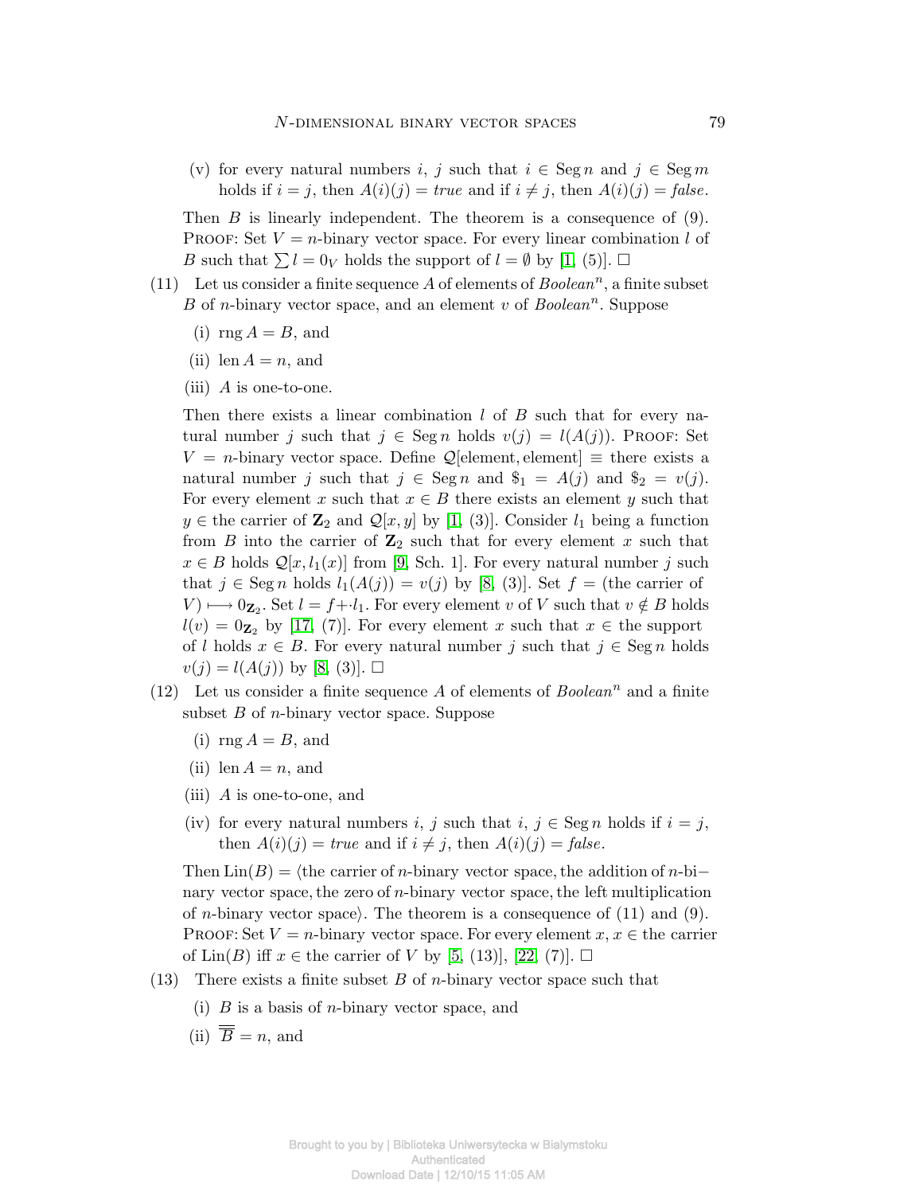(v) for every natural numbers $i$, $j$ such that $i \in \operatorname{Seg} n$ and $j \in \operatorname{Seg} m$ holds if $i = j$, then $A(i)(j) = true$ and if $i \neq j$, then $A(i)(j) = false$.

Then $B$ is linearly independent. The theorem is a consequence of (9). PROOF: Set $V = n$-binary vector space. For every linear combination $l$ of $B$ such that $\sum l = 0_V$ holds the support of $l = \emptyset$ by [1, (5)]. $\square$

(11) Let us consider a finite sequence $A$ of elements of $Boolean^n$, a finite subset $B$ of $n$-binary vector space, and an element $v$ of $Boolean^n$. Suppose

(i) $\operatorname{rng} A = B$, and

(ii) $\operatorname{len} A = n$, and

(iii) $A$ is one-to-one.

Then there exists a linear combination $l$ of $B$ such that for every natural number $j$ such that $j \in \operatorname{Seg} n$ holds $v(j) = l(A(j))$. PROOF: Set $V = n$-binary vector space. Define $\mathcal{Q}[\text{element}, \text{element}] \equiv$ there exists a natural number $j$ such that $j \in \operatorname{Seg} n$ and $\$_1 = A(j)$ and $\$_2 = v(j)$. For every element $x$ such that $x \in B$ there exists an element $y$ such that $y \in$ the carrier of $\mathbf{Z}_2$ and $\mathcal{Q}[x, y]$ by [1, (3)]. Consider $l_1$ being a function from $B$ into the carrier of $\mathbf{Z}_2$ such that for every element $x$ such that $x \in B$ holds $\mathcal{Q}[x, l_1(x)]$ from [9, Sch. 1]. For every natural number $j$ such that $j \in \operatorname{Seg} n$ holds $l_1(A(j)) = v(j)$ by [8, (3)]. Set $f =$ (the carrier of $V) \longmapsto 0_{\mathbf{Z}_2}$. Set $l = f + \cdot l_1$. For every element $v$ of $V$ such that $v \notin B$ holds $l(v) = 0_{\mathbf{Z}_2}$ by [17, (7)]. For every element $x$ such that $x \in$ the support of $l$ holds $x \in B$. For every natural number $j$ such that $j \in \operatorname{Seg} n$ holds $v(j) = l(A(j))$ by [8, (3)]. $\square$

(12) Let us consider a finite sequence $A$ of elements of $Boolean^n$ and a finite subset $B$ of $n$-binary vector space. Suppose

(i) $\operatorname{rng} A = B$, and

(ii) $\operatorname{len} A = n$, and

(iii) $A$ is one-to-one, and

(iv) for every natural numbers $i$, $j$ such that $i, j \in \operatorname{Seg} n$ holds if $i = j$, then $A(i)(j) = true$ and if $i \neq j$, then $A(i)(j) = false$.

Then $\operatorname{Lin}(B) = \langle$the carrier of $n$-binary vector space, the addition of $n$-binary vector space, the zero of $n$-binary vector space, the left multiplication of $n$-binary vector space$\rangle$. The theorem is a consequence of (11) and (9). PROOF: Set $V = n$-binary vector space. For every element $x$, $x \in$ the carrier of $\operatorname{Lin}(B)$ iff $x \in$ the carrier of $V$ by [5, (13)], [22, (7)]. $\square$

(13) There exists a finite subset $B$ of $n$-binary vector space such that

(i) $B$ is a basis of $n$-binary vector space, and

(ii) $\overline{\overline{B}} = n$, and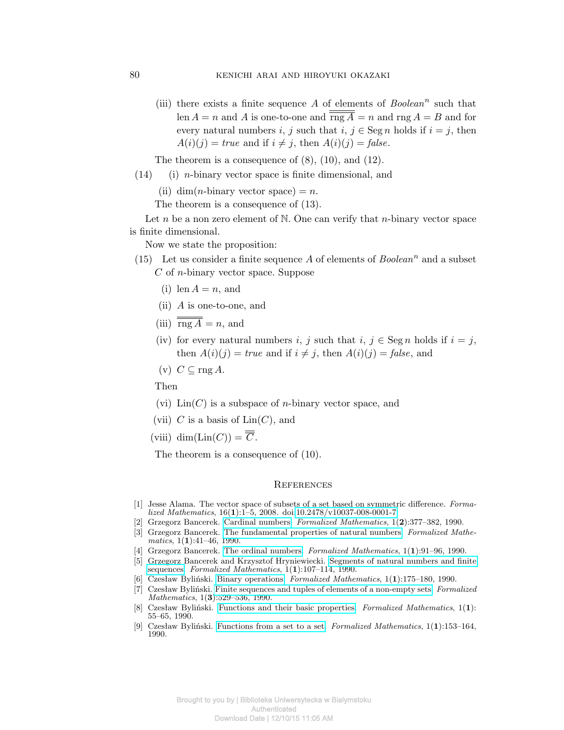(iii) there exists a finite sequence $A$ of elements of *Boolean*$^n$ such that $\operatorname{len} A = n$ and $A$ is one-to-one and $\overline{\overline{\operatorname{rng} A}} = n$ and $\operatorname{rng} A = B$ and for every natural numbers $i$, $j$ such that $i, j \in \operatorname{Seg} n$ holds if $i = j$, then $A(i)(j) = \mathit{true}$ and if $i \neq j$, then $A(i)(j) = \mathit{false}$.

The theorem is a consequence of (8), (10), and (12).

(14) (i) $n$-binary vector space is finite dimensional, and

(ii) $\dim(n\text{-binary vector space}) = n$.

The theorem is a consequence of (13).

Let $n$ be a non zero element of $\mathbb{N}$. One can verify that $n$-binary vector space is finite dimensional.

Now we state the proposition:

(15) Let us consider a finite sequence $A$ of elements of *Boolean*$^n$ and a subset $C$ of $n$-binary vector space. Suppose

(i) $\operatorname{len} A = n$, and

(ii) $A$ is one-to-one, and

(iii) $\overline{\overline{\operatorname{rng} A}} = n$, and

(iv) for every natural numbers $i$, $j$ such that $i, j \in \operatorname{Seg} n$ holds if $i = j$, then $A(i)(j) = \mathit{true}$ and if $i \neq j$, then $A(i)(j) = \mathit{false}$, and

(v) $C \subseteq \operatorname{rng} A$.

Then

(vi) $\operatorname{Lin}(C)$ is a subspace of $n$-binary vector space, and

(vii) $C$ is a basis of $\operatorname{Lin}(C)$, and

(viii) $\dim(\operatorname{Lin}(C)) = \overline{\overline{C}}$.

The theorem is a consequence of (10).

## References

[1] Jesse Alama. The vector space of subsets of a set based on symmetric difference. *Formalized Mathematics*, 16(**1**):1–5, 2008. doi:10.2478/v10037-008-0001-7.

[2] Grzegorz Bancerek. Cardinal numbers. *Formalized Mathematics*, 1(**2**):377–382, 1990.

[3] Grzegorz Bancerek. The fundamental properties of natural numbers. *Formalized Mathematics*, 1(**1**):41–46, 1990.

[4] Grzegorz Bancerek. The ordinal numbers. *Formalized Mathematics*, 1(**1**):91–96, 1990.

[5] Grzegorz Bancerek and Krzysztof Hryniewiecki. Segments of natural numbers and finite sequences. *Formalized Mathematics*, 1(**1**):107–114, 1990.

[6] Czesław Byliński. Binary operations. *Formalized Mathematics*, 1(**1**):175–180, 1990.

[7] Czesław Byliński. Finite sequences and tuples of elements of a non-empty sets. *Formalized Mathematics*, 1(**3**):529–536, 1990.

[8] Czesław Byliński. Functions and their basic properties. *Formalized Mathematics*, 1(**1**): 55–65, 1990.

[9] Czesław Byliński. Functions from a set to a set. *Formalized Mathematics*, 1(**1**):153–164, 1990.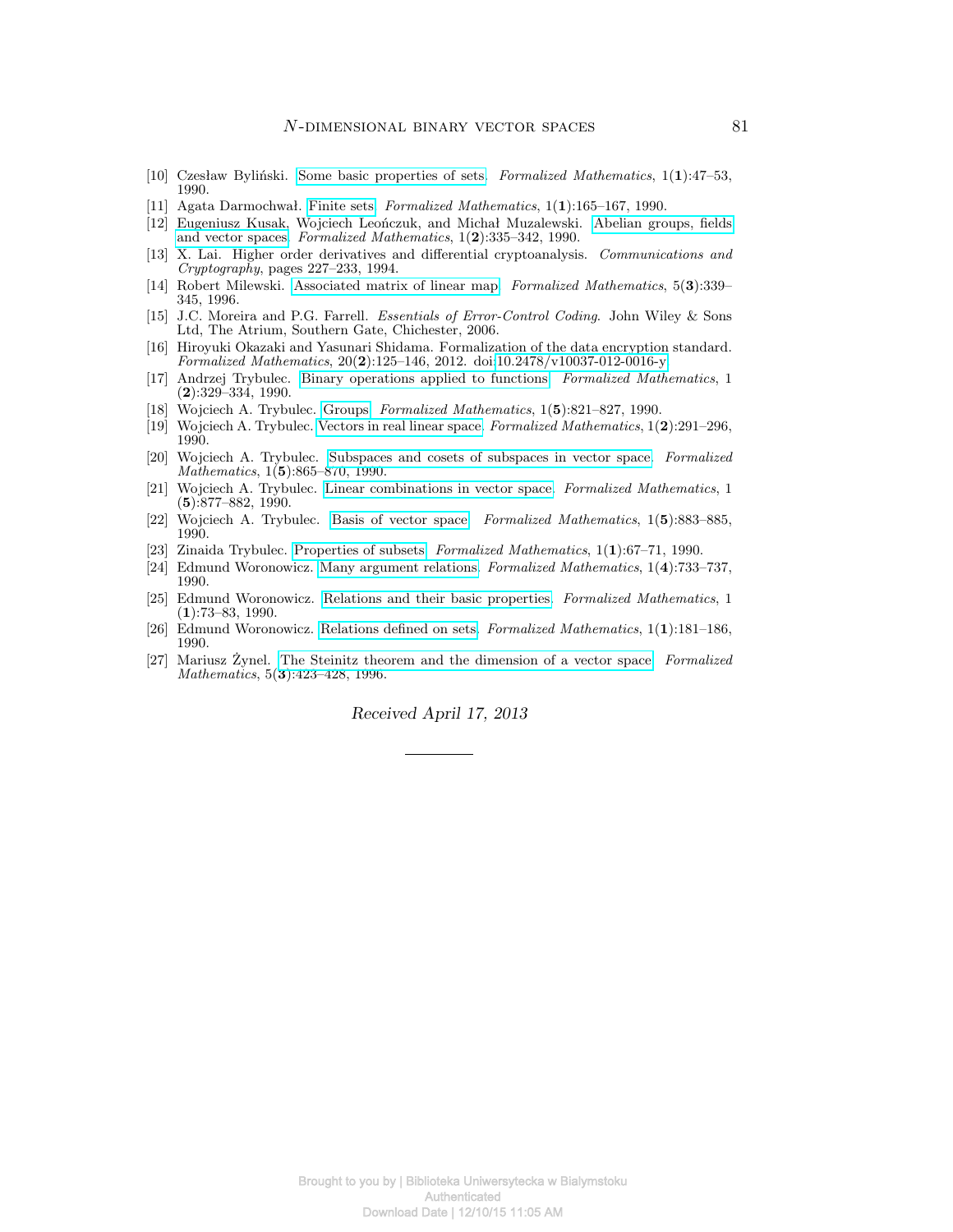[10] Czesław Byliński. Some basic properties of sets. *Formalized Mathematics*, 1(**1**):47–53, 1990.

[11] Agata Darmochwał. Finite sets. *Formalized Mathematics*, 1(**1**):165–167, 1990.

[12] Eugeniusz Kusak, Wojciech Leończuk, and Michał Muzalewski. Abelian groups, fields and vector spaces. *Formalized Mathematics*, 1(**2**):335–342, 1990.

[13] X. Lai. Higher order derivatives and differential cryptoanalysis. *Communications and Cryptography*, pages 227–233, 1994.

[14] Robert Milewski. Associated matrix of linear map. *Formalized Mathematics*, 5(**3**):339–345, 1996.

[15] J.C. Moreira and P.G. Farrell. *Essentials of Error-Control Coding*. John Wiley & Sons Ltd, The Atrium, Southern Gate, Chichester, 2006.

[16] Hiroyuki Okazaki and Yasunari Shidama. Formalization of the data encryption standard. *Formalized Mathematics*, 20(**2**):125–146, 2012. doi:10.2478/v10037-012-0016-y.

[17] Andrzej Trybulec. Binary operations applied to functions. *Formalized Mathematics*, 1(**2**):329–334, 1990.

[18] Wojciech A. Trybulec. Groups. *Formalized Mathematics*, 1(**5**):821–827, 1990.

[19] Wojciech A. Trybulec. Vectors in real linear space. *Formalized Mathematics*, 1(**2**):291–296, 1990.

[20] Wojciech A. Trybulec. Subspaces and cosets of subspaces in vector space. *Formalized Mathematics*, 1(**5**):865–870, 1990.

[21] Wojciech A. Trybulec. Linear combinations in vector space. *Formalized Mathematics*, 1(**5**):877–882, 1990.

[22] Wojciech A. Trybulec. Basis of vector space. *Formalized Mathematics*, 1(**5**):883–885, 1990.

[23] Zinaida Trybulec. Properties of subsets. *Formalized Mathematics*, 1(**1**):67–71, 1990.

[24] Edmund Woronowicz. Many argument relations. *Formalized Mathematics*, 1(**4**):733–737, 1990.

[25] Edmund Woronowicz. Relations and their basic properties. *Formalized Mathematics*, 1(**1**):73–83, 1990.

[26] Edmund Woronowicz. Relations defined on sets. *Formalized Mathematics*, 1(**1**):181–186, 1990.

[27] Mariusz Żynel. The Steinitz theorem and the dimension of a vector space. *Formalized Mathematics*, 5(**3**):423–428, 1996.

*Received April 17, 2013*